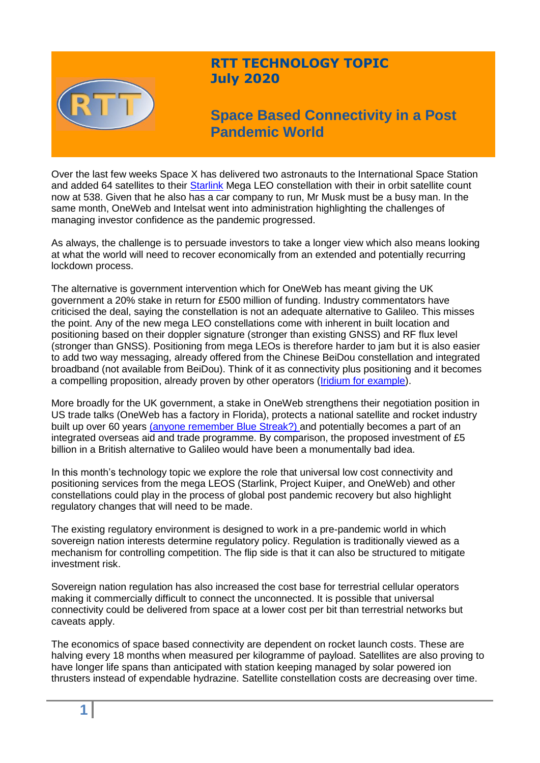**RTT TECHNOLOGY TOPIC**
**July 2020**

# Space Based Connectivity in a Post Pandemic World

Over the last few weeks Space X has delivered two astronauts to the International Space Station and added 64 satellites to their Starlink Mega LEO constellation with their in orbit satellite count now at 538. Given that he also has a car company to run, Mr Musk must be a busy man. In the same month, OneWeb and Intelsat went into administration highlighting the challenges of managing investor confidence as the pandemic progressed.

As always, the challenge is to persuade investors to take a longer view which also means looking at what the world will need to recover economically from an extended and potentially recurring lockdown process.

The alternative is government intervention which for OneWeb has meant giving the UK government a 20% stake in return for £500 million of funding. Industry commentators have criticised the deal, saying the constellation is not an adequate alternative to Galileo. This misses the point. Any of the new mega LEO constellations come with inherent in built location and positioning based on their doppler signature (stronger than existing GNSS) and RF flux level (stronger than GNSS). Positioning from mega LEOs is therefore harder to jam but it is also easier to add two way messaging, already offered from the Chinese BeiDou constellation and integrated broadband (not available from BeiDou). Think of it as connectivity plus positioning and it becomes a compelling proposition, already proven by other operators (Iridium for example).

More broadly for the UK government, a stake in OneWeb strengthens their negotiation position in US trade talks (OneWeb has a factory in Florida), protects a national satellite and rocket industry built up over 60 years (anyone remember Blue Streak?) and potentially becomes a part of an integrated overseas aid and trade programme. By comparison, the proposed investment of £5 billion in a British alternative to Galileo would have been a monumentally bad idea.

In this month's technology topic we explore the role that universal low cost connectivity and positioning services from the mega LEOS (Starlink, Project Kuiper, and OneWeb) and other constellations could play in the process of global post pandemic recovery but also highlight regulatory changes that will need to be made.

The existing regulatory environment is designed to work in a pre-pandemic world in which sovereign nation interests determine regulatory policy. Regulation is traditionally viewed as a mechanism for controlling competition. The flip side is that it can also be structured to mitigate investment risk.

Sovereign nation regulation has also increased the cost base for terrestrial cellular operators making it commercially difficult to connect the unconnected. It is possible that universal connectivity could be delivered from space at a lower cost per bit than terrestrial networks but caveats apply.

The economics of space based connectivity are dependent on rocket launch costs. These are halving every 18 months when measured per kilogramme of payload. Satellites are also proving to have longer life spans than anticipated with station keeping managed by solar powered ion thrusters instead of expendable hydrazine. Satellite constellation costs are decreasing over time.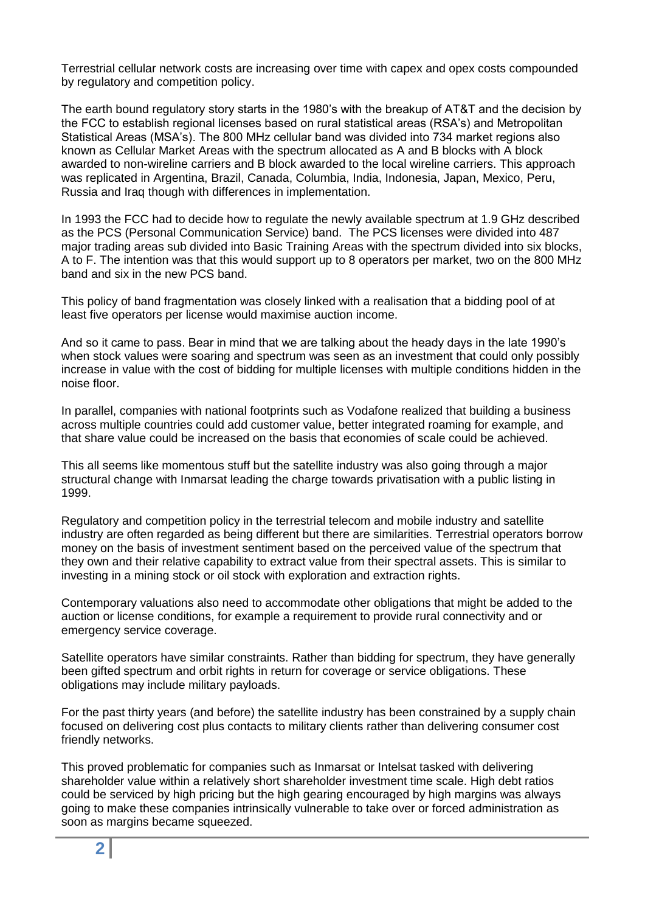Terrestrial cellular network costs are increasing over time with capex and opex costs compounded by regulatory and competition policy.

The earth bound regulatory story starts in the 1980's with the breakup of AT&T and the decision by the FCC to establish regional licenses based on rural statistical areas (RSA's) and Metropolitan Statistical Areas (MSA's). The 800 MHz cellular band was divided into 734 market regions also known as Cellular Market Areas with the spectrum allocated as A and B blocks with A block awarded to non-wireline carriers and B block awarded to the local wireline carriers. This approach was replicated in Argentina, Brazil, Canada, Columbia, India, Indonesia, Japan, Mexico, Peru, Russia and Iraq though with differences in implementation.

In 1993 the FCC had to decide how to regulate the newly available spectrum at 1.9 GHz described as the PCS (Personal Communication Service) band. The PCS licenses were divided into 487 major trading areas sub divided into Basic Training Areas with the spectrum divided into six blocks, A to F. The intention was that this would support up to 8 operators per market, two on the 800 MHz band and six in the new PCS band.

This policy of band fragmentation was closely linked with a realisation that a bidding pool of at least five operators per license would maximise auction income.

And so it came to pass. Bear in mind that we are talking about the heady days in the late 1990's when stock values were soaring and spectrum was seen as an investment that could only possibly increase in value with the cost of bidding for multiple licenses with multiple conditions hidden in the noise floor.

In parallel, companies with national footprints such as Vodafone realized that building a business across multiple countries could add customer value, better integrated roaming for example, and that share value could be increased on the basis that economies of scale could be achieved.

This all seems like momentous stuff but the satellite industry was also going through a major structural change with Inmarsat leading the charge towards privatisation with a public listing in 1999.

Regulatory and competition policy in the terrestrial telecom and mobile industry and satellite industry are often regarded as being different but there are similarities. Terrestrial operators borrow money on the basis of investment sentiment based on the perceived value of the spectrum that they own and their relative capability to extract value from their spectral assets. This is similar to investing in a mining stock or oil stock with exploration and extraction rights.

Contemporary valuations also need to accommodate other obligations that might be added to the auction or license conditions, for example a requirement to provide rural connectivity and or emergency service coverage.

Satellite operators have similar constraints. Rather than bidding for spectrum, they have generally been gifted spectrum and orbit rights in return for coverage or service obligations. These obligations may include military payloads.

For the past thirty years (and before) the satellite industry has been constrained by a supply chain focused on delivering cost plus contacts to military clients rather than delivering consumer cost friendly networks.

This proved problematic for companies such as Inmarsat or Intelsat tasked with delivering shareholder value within a relatively short shareholder investment time scale. High debt ratios could be serviced by high pricing but the high gearing encouraged by high margins was always going to make these companies intrinsically vulnerable to take over or forced administration as soon as margins became squeezed.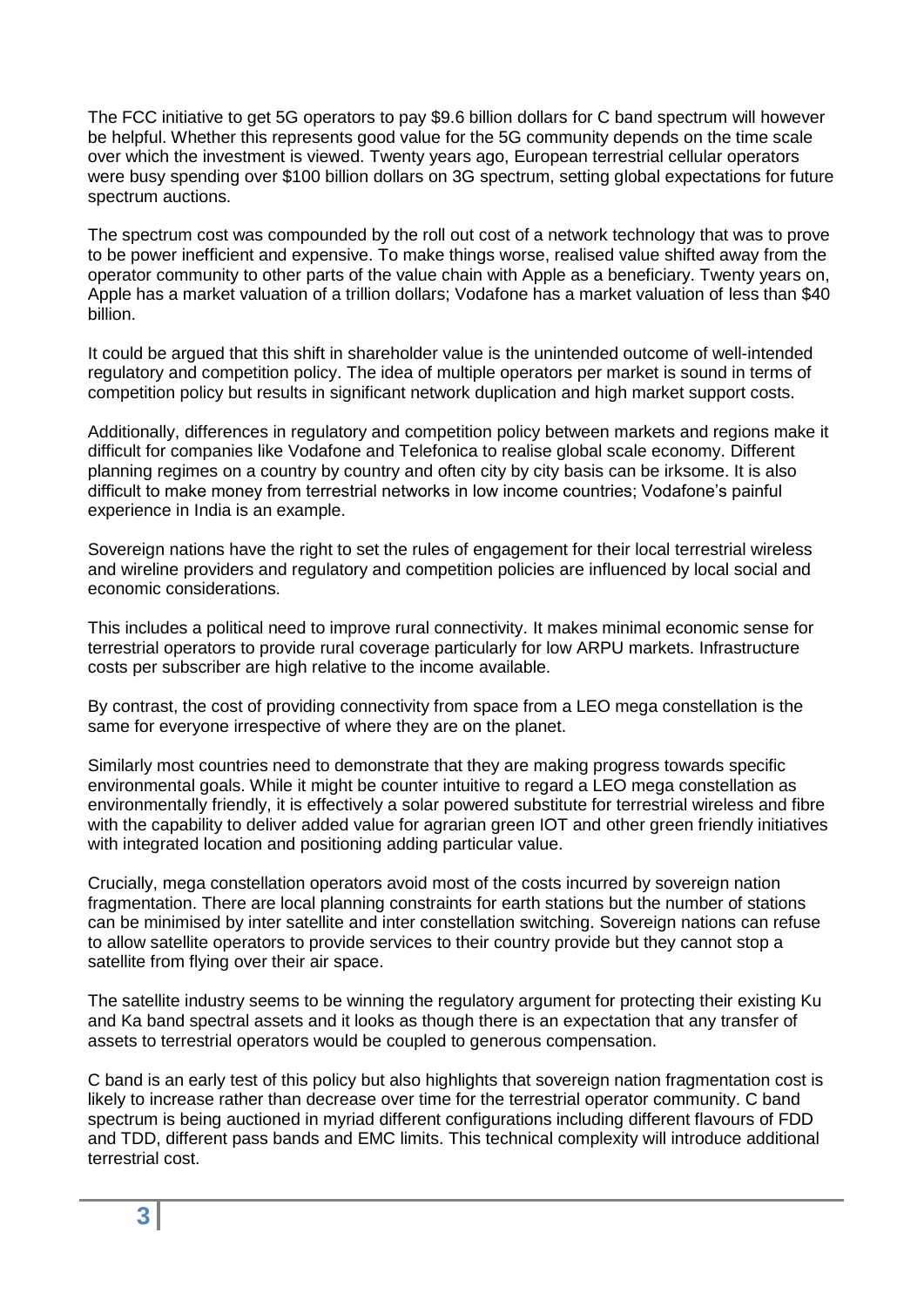The FCC initiative to get 5G operators to pay $9.6 billion dollars for C band spectrum will however be helpful. Whether this represents good value for the 5G community depends on the time scale over which the investment is viewed. Twenty years ago, European terrestrial cellular operators were busy spending over $100 billion dollars on 3G spectrum, setting global expectations for future spectrum auctions.

The spectrum cost was compounded by the roll out cost of a network technology that was to prove to be power inefficient and expensive. To make things worse, realised value shifted away from the operator community to other parts of the value chain with Apple as a beneficiary. Twenty years on, Apple has a market valuation of a trillion dollars; Vodafone has a market valuation of less than $40 billion.

It could be argued that this shift in shareholder value is the unintended outcome of well-intended regulatory and competition policy. The idea of multiple operators per market is sound in terms of competition policy but results in significant network duplication and high market support costs.

Additionally, differences in regulatory and competition policy between markets and regions make it difficult for companies like Vodafone and Telefonica to realise global scale economy. Different planning regimes on a country by country and often city by city basis can be irksome. It is also difficult to make money from terrestrial networks in low income countries; Vodafone's painful experience in India is an example.

Sovereign nations have the right to set the rules of engagement for their local terrestrial wireless and wireline providers and regulatory and competition policies are influenced by local social and economic considerations.

This includes a political need to improve rural connectivity. It makes minimal economic sense for terrestrial operators to provide rural coverage particularly for low ARPU markets. Infrastructure costs per subscriber are high relative to the income available.

By contrast, the cost of providing connectivity from space from a LEO mega constellation is the same for everyone irrespective of where they are on the planet.

Similarly most countries need to demonstrate that they are making progress towards specific environmental goals. While it might be counter intuitive to regard a LEO mega constellation as environmentally friendly, it is effectively a solar powered substitute for terrestrial wireless and fibre with the capability to deliver added value for agrarian green IOT and other green friendly initiatives with integrated location and positioning adding particular value.

Crucially, mega constellation operators avoid most of the costs incurred by sovereign nation fragmentation. There are local planning constraints for earth stations but the number of stations can be minimised by inter satellite and inter constellation switching. Sovereign nations can refuse to allow satellite operators to provide services to their country provide but they cannot stop a satellite from flying over their air space.

The satellite industry seems to be winning the regulatory argument for protecting their existing Ku and Ka band spectral assets and it looks as though there is an expectation that any transfer of assets to terrestrial operators would be coupled to generous compensation.

C band is an early test of this policy but also highlights that sovereign nation fragmentation cost is likely to increase rather than decrease over time for the terrestrial operator community. C band spectrum is being auctioned in myriad different configurations including different flavours of FDD and TDD, different pass bands and EMC limits. This technical complexity will introduce additional terrestrial cost.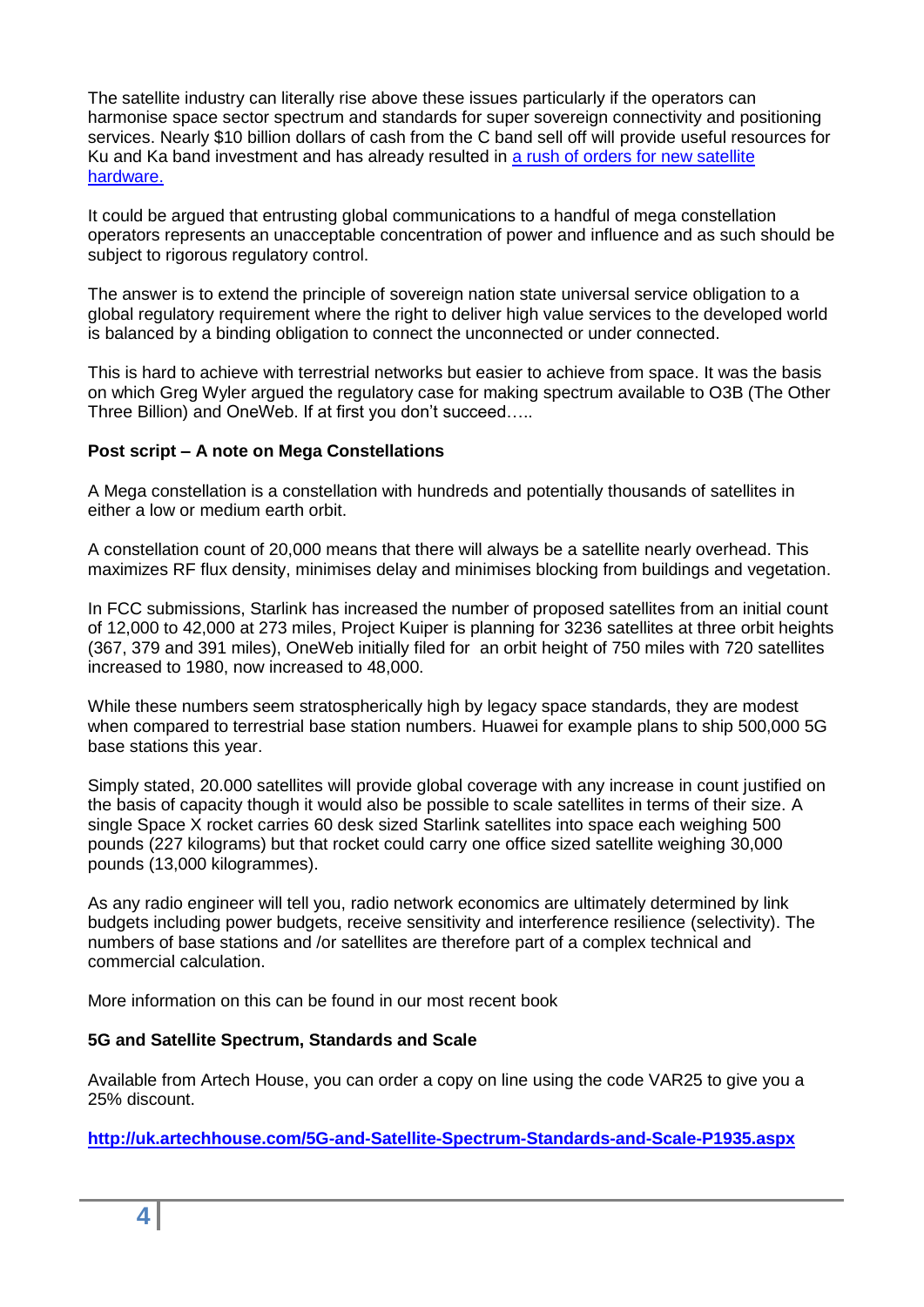The satellite industry can literally rise above these issues particularly if the operators can harmonise space sector spectrum and standards for super sovereign connectivity and positioning services. Nearly $10 billion dollars of cash from the C band sell off will provide useful resources for Ku and Ka band investment and has already resulted in a rush of orders for new satellite hardware.

It could be argued that entrusting global communications to a handful of mega constellation operators represents an unacceptable concentration of power and influence and as such should be subject to rigorous regulatory control.

The answer is to extend the principle of sovereign nation state universal service obligation to a global regulatory requirement where the right to deliver high value services to the developed world is balanced by a binding obligation to connect the unconnected or under connected.

This is hard to achieve with terrestrial networks but easier to achieve from space. It was the basis on which Greg Wyler argued the regulatory case for making spectrum available to O3B (The Other Three Billion) and OneWeb. If at first you don't succeed…..

**Post script – A note on Mega Constellations**

A Mega constellation is a constellation with hundreds and potentially thousands of satellites in either a low or medium earth orbit.

A constellation count of 20,000 means that there will always be a satellite nearly overhead. This maximizes RF flux density, minimises delay and minimises blocking from buildings and vegetation.

In FCC submissions, Starlink has increased the number of proposed satellites from an initial count of 12,000 to 42,000 at 273 miles, Project Kuiper is planning for 3236 satellites at three orbit heights (367, 379 and 391 miles), OneWeb initially filed for an orbit height of 750 miles with 720 satellites increased to 1980, now increased to 48,000.

While these numbers seem stratospherically high by legacy space standards, they are modest when compared to terrestrial base station numbers. Huawei for example plans to ship 500,000 5G base stations this year.

Simply stated, 20.000 satellites will provide global coverage with any increase in count justified on the basis of capacity though it would also be possible to scale satellites in terms of their size. A single Space X rocket carries 60 desk sized Starlink satellites into space each weighing 500 pounds (227 kilograms) but that rocket could carry one office sized satellite weighing 30,000 pounds (13,000 kilogrammes).

As any radio engineer will tell you, radio network economics are ultimately determined by link budgets including power budgets, receive sensitivity and interference resilience (selectivity). The numbers of base stations and /or satellites are therefore part of a complex technical and commercial calculation.

More information on this can be found in our most recent book

**5G and Satellite Spectrum, Standards and Scale**

Available from Artech House, you can order a copy on line using the code VAR25 to give you a 25% discount.

**http://uk.artechhouse.com/5G-and-Satellite-Spectrum-Standards-and-Scale-P1935.aspx**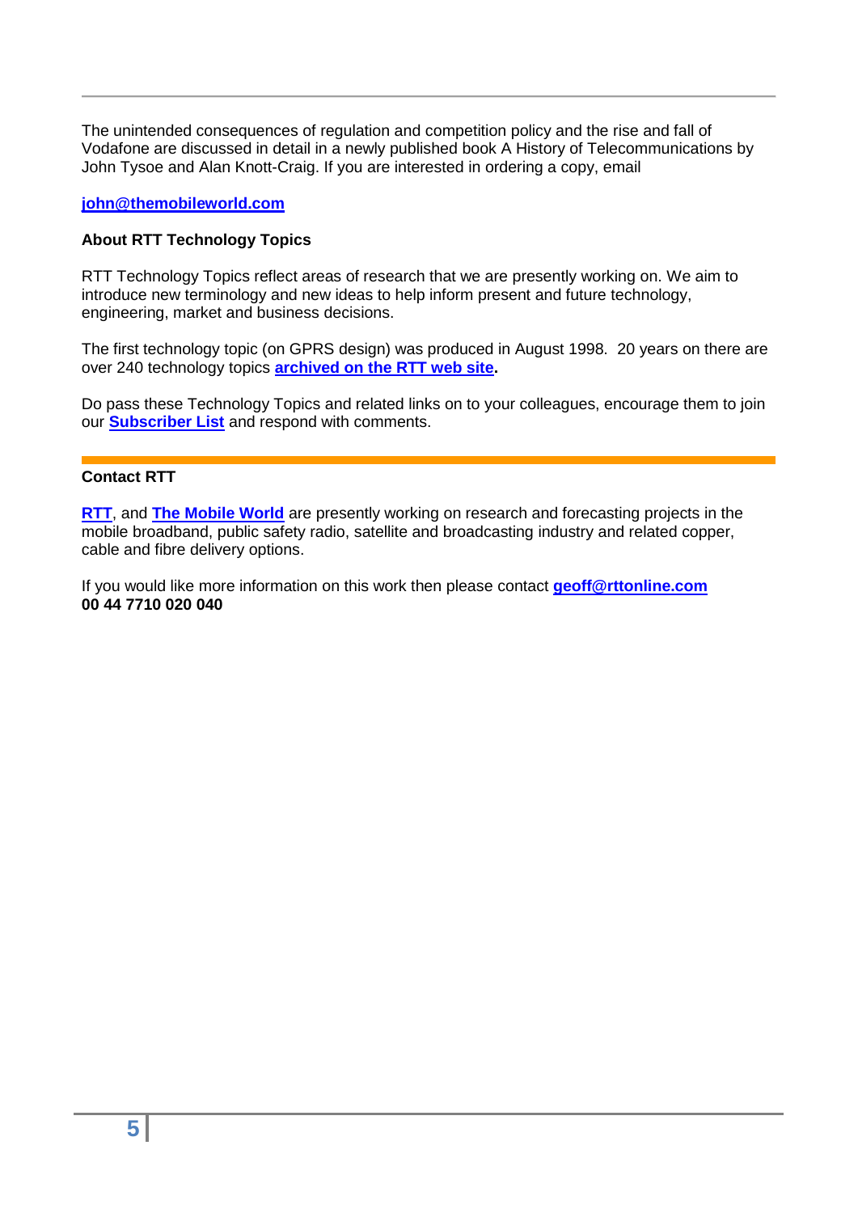The unintended consequences of regulation and competition policy and the rise and fall of Vodafone are discussed in detail in a newly published book A History of Telecommunications by John Tysoe and Alan Knott-Craig. If you are interested in ordering a copy, email

**john@themobileworld.com**

**About RTT Technology Topics**

RTT Technology Topics reflect areas of research that we are presently working on. We aim to introduce new terminology and new ideas to help inform present and future technology, engineering, market and business decisions.

The first technology topic (on GPRS design) was produced in August 1998. 20 years on there are over 240 technology topics **archived on the RTT web site.**

Do pass these Technology Topics and related links on to your colleagues, encourage them to join our **Subscriber List** and respond with comments.

**Contact RTT**

**RTT**, and **The Mobile World** are presently working on research and forecasting projects in the mobile broadband, public safety radio, satellite and broadcasting industry and related copper, cable and fibre delivery options.

If you would like more information on this work then please contact **geoff@rttonline.com**
**00 44 7710 020 040**